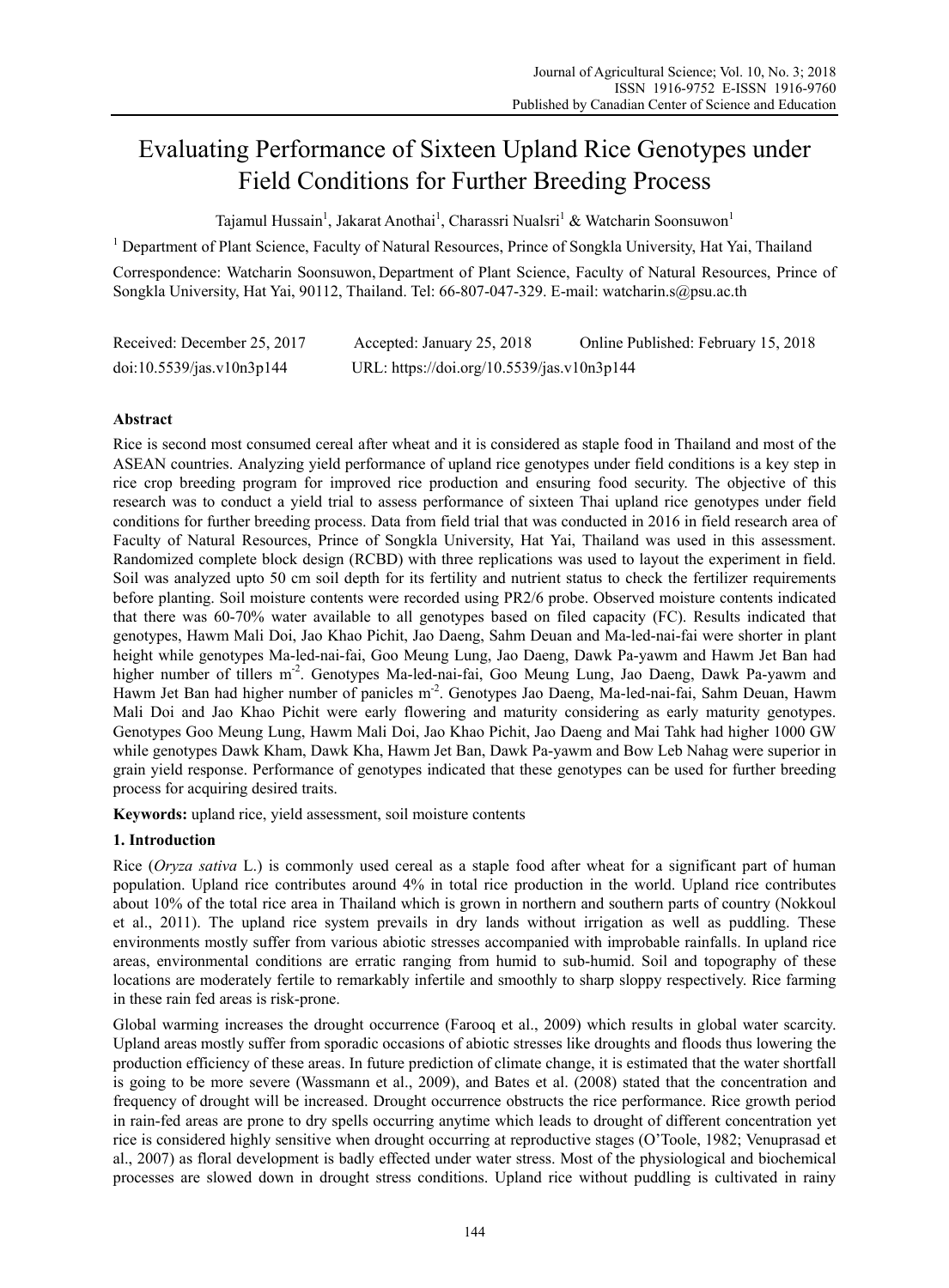# Evaluating Performance of Sixteen Upland Rice Genotypes under Field Conditions for Further Breeding Process

Tajamul Hussain[1], Jakarat Anothai[1], Charassri Nualsri[1] & Watcharin Soonsuwon[1]

[1] Department of Plant Science, Faculty of Natural Resources, Prince of Songkla University, Hat Yai, Thailand

Correspondence: Watcharin Soonsuwon, Department of Plant Science, Faculty of Natural Resources, Prince of Songkla University, Hat Yai, 90112, Thailand. Tel: 66-807-047-329. E-mail: watcharin.s@psu.ac.th

Received: December 25, 2017 Accepted: January 25, 2018 Online Published: February 15, 2018

doi:10.5539/jas.v10n3p144 URL: https://doi.org/10.5539/jas.v10n3p144

## Abstract

Rice is second most consumed cereal after wheat and it is considered as staple food in Thailand and most of the ASEAN countries. Analyzing yield performance of upland rice genotypes under field conditions is a key step in rice crop breeding program for improved rice production and ensuring food security. The objective of this research was to conduct a yield trial to assess performance of sixteen Thai upland rice genotypes under field conditions for further breeding process. Data from field trial that was conducted in 2016 in field research area of Faculty of Natural Resources, Prince of Songkla University, Hat Yai, Thailand was used in this assessment. Randomized complete block design (RCBD) with three replications was used to layout the experiment in field. Soil was analyzed upto 50 cm soil depth for its fertility and nutrient status to check the fertilizer requirements before planting. Soil moisture contents were recorded using PR2/6 probe. Observed moisture contents indicated that there was 60-70% water available to all genotypes based on filed capacity (FC). Results indicated that genotypes, Hawm Mali Doi, Jao Khao Pichit, Jao Daeng, Sahm Deuan and Ma-led-nai-fai were shorter in plant height while genotypes Ma-led-nai-fai, Goo Meung Lung, Jao Daeng, Dawk Pa-yawm and Hawm Jet Ban had higher number of tillers $m^{-2}$. Genotypes Ma-led-nai-fai, Goo Meung Lung, Jao Daeng, Dawk Pa-yawm and Hawm Jet Ban had higher number of panicles $m^{-2}$. Genotypes Jao Daeng, Ma-led-nai-fai, Sahm Deuan, Hawm Mali Doi and Jao Khao Pichit were early flowering and maturity considering as early maturity genotypes. Genotypes Goo Meung Lung, Hawm Mali Doi, Jao Khao Pichit, Jao Daeng and Mai Tahk had higher 1000 GW while genotypes Dawk Kham, Dawk Kha, Hawm Jet Ban, Dawk Pa-yawm and Bow Leb Nahag were superior in grain yield response. Performance of genotypes indicated that these genotypes can be used for further breeding process for acquiring desired traits.

**Keywords:** upland rice, yield assessment, soil moisture contents

## 1. Introduction

Rice (*Oryza sativa* L.) is commonly used cereal as a staple food after wheat for a significant part of human population. Upland rice contributes around 4% in total rice production in the world. Upland rice contributes about 10% of the total rice area in Thailand which is grown in northern and southern parts of country (Nokkoul et al., 2011). The upland rice system prevails in dry lands without irrigation as well as puddling. These environments mostly suffer from various abiotic stresses accompanied with improbable rainfalls. In upland rice areas, environmental conditions are erratic ranging from humid to sub-humid. Soil and topography of these locations are moderately fertile to remarkably infertile and smoothly to sharp sloppy respectively. Rice farming in these rain fed areas is risk-prone.

Global warming increases the drought occurrence (Farooq et al., 2009) which results in global water scarcity. Upland areas mostly suffer from sporadic occasions of abiotic stresses like droughts and floods thus lowering the production efficiency of these areas. In future prediction of climate change, it is estimated that the water shortfall is going to be more severe (Wassmann et al., 2009), and Bates et al. (2008) stated that the concentration and frequency of drought will be increased. Drought occurrence obstructs the rice performance. Rice growth period in rain-fed areas are prone to dry spells occurring anytime which leads to drought of different concentration yet rice is considered highly sensitive when drought occurring at reproductive stages (O'Toole, 1982; Venuprasad et al., 2007) as floral development is badly effected under water stress. Most of the physiological and biochemical processes are slowed down in drought stress conditions. Upland rice without puddling is cultivated in rainy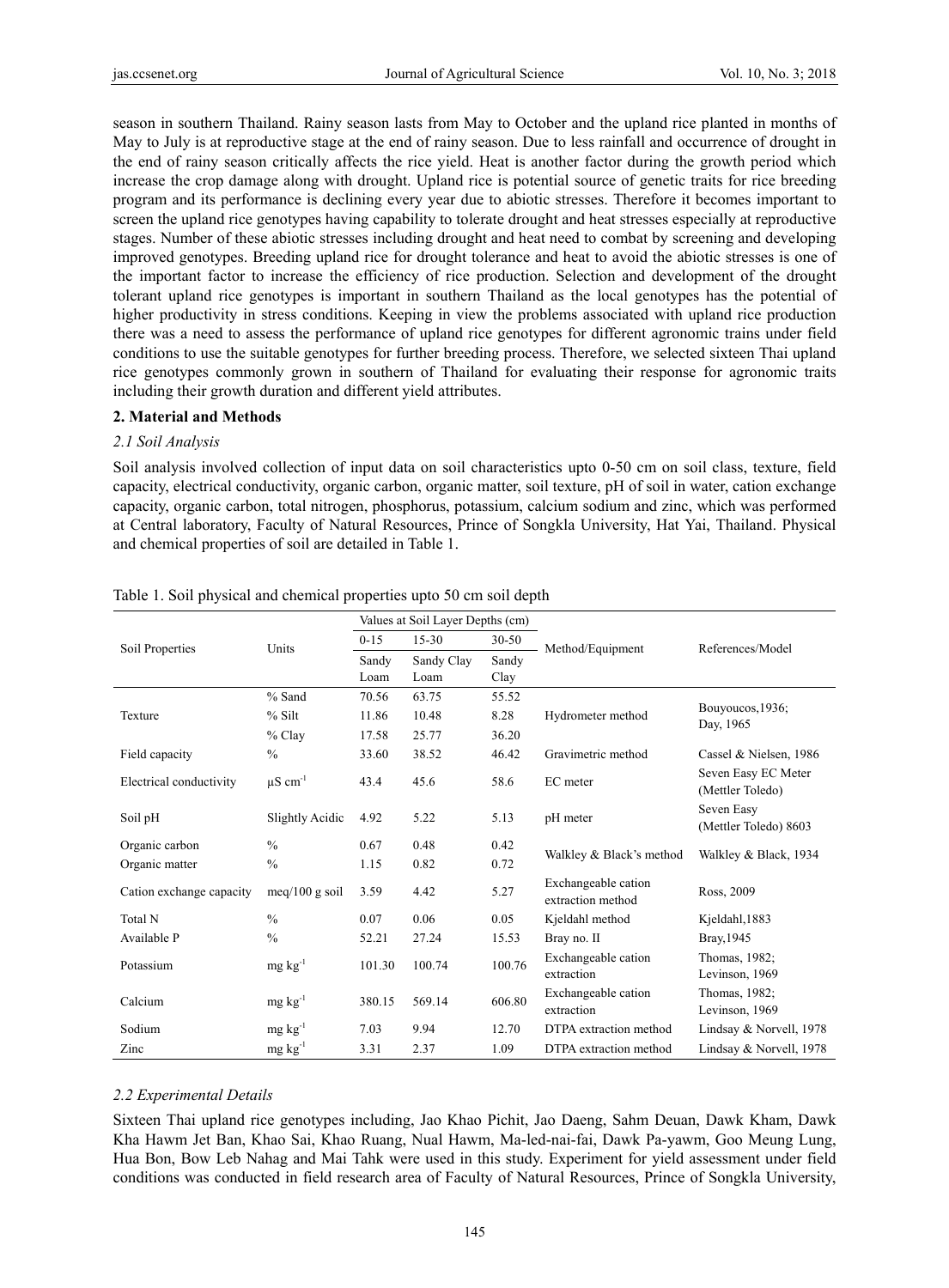season in southern Thailand. Rainy season lasts from May to October and the upland rice planted in months of May to July is at reproductive stage at the end of rainy season. Due to less rainfall and occurrence of drought in the end of rainy season critically affects the rice yield. Heat is another factor during the growth period which increase the crop damage along with drought. Upland rice is potential source of genetic traits for rice breeding program and its performance is declining every year due to abiotic stresses. Therefore it becomes important to screen the upland rice genotypes having capability to tolerate drought and heat stresses especially at reproductive stages. Number of these abiotic stresses including drought and heat need to combat by screening and developing improved genotypes. Breeding upland rice for drought tolerance and heat to avoid the abiotic stresses is one of the important factor to increase the efficiency of rice production. Selection and development of the drought tolerant upland rice genotypes is important in southern Thailand as the local genotypes has the potential of higher productivity in stress conditions. Keeping in view the problems associated with upland rice production there was a need to assess the performance of upland rice genotypes for different agronomic trains under field conditions to use the suitable genotypes for further breeding process. Therefore, we selected sixteen Thai upland rice genotypes commonly grown in southern of Thailand for evaluating their response for agronomic traits including their growth duration and different yield attributes.

## 2. Material and Methods

### *2.1 Soil Analysis*

Soil analysis involved collection of input data on soil characteristics upto 0-50 cm on soil class, texture, field capacity, electrical conductivity, organic carbon, organic matter, soil texture, pH of soil in water, cation exchange capacity, organic carbon, total nitrogen, phosphorus, potassium, calcium sodium and zinc, which was performed at Central laboratory, Faculty of Natural Resources, Prince of Songkla University, Hat Yai, Thailand. Physical and chemical properties of soil are detailed in Table 1.

Table 1. Soil physical and chemical properties upto 50 cm soil depth

| Soil Properties | Units | Values at Soil Layer Depths (cm) | | | Method/Equipment | References/Model |
|---|---|---|---|---|---|---|
| | | 0-15 | 15-30 | 30-50 | | |
| | | Sandy Loam | Sandy Clay Loam | Sandy Clay | | |
| Texture | % Sand | 70.56 | 63.75 | 55.52 | Hydrometer method | Bouyoucos,1936; Day, 1965 |
| | % Silt | 11.86 | 10.48 | 8.28 | | |
| | % Clay | 17.58 | 25.77 | 36.20 | | |
| Field capacity | % | 33.60 | 38.52 | 46.42 | Gravimetric method | Cassel & Nielsen, 1986 |
| Electrical conductivity | $\mu S\ cm^{-1}$ | 43.4 | 45.6 | 58.6 | EC meter | Seven Easy EC Meter (Mettler Toledo) |
| Soil pH | Slightly Acidic | 4.92 | 5.22 | 5.13 | pH meter | Seven Easy (Mettler Toledo) 8603 |
| Organic carbon | % | 0.67 | 0.48 | 0.42 | Walkley & Black's method | Walkley & Black, 1934 |
| Organic matter | % | 1.15 | 0.82 | 0.72 | | |
| Cation exchange capacity | meq/100 g soil | 3.59 | 4.42 | 5.27 | Exchangeable cation extraction method | Ross, 2009 |
| Total N | % | 0.07 | 0.06 | 0.05 | Kjeldahl method | Kjeldahl,1883 |
| Available P | % | 52.21 | 27.24 | 15.53 | Bray no. II | Bray,1945 |
| Potassium | $mg\ kg^{-1}$ | 101.30 | 100.74 | 100.76 | Exchangeable cation extraction | Thomas, 1982; Levinson, 1969 |
| Calcium | $mg\ kg^{-1}$ | 380.15 | 569.14 | 606.80 | Exchangeable cation extraction | Thomas, 1982; Levinson, 1969 |
| Sodium | $mg\ kg^{-1}$ | 7.03 | 9.94 | 12.70 | DTPA extraction method | Lindsay & Norvell, 1978 |
| Zinc | $mg\ kg^{-1}$ | 3.31 | 2.37 | 1.09 | DTPA extraction method | Lindsay & Norvell, 1978 |

### *2.2 Experimental Details*

Sixteen Thai upland rice genotypes including, Jao Khao Pichit, Jao Daeng, Sahm Deuan, Dawk Kham, Dawk Kha Hawm Jet Ban, Khao Sai, Khao Ruang, Nual Hawm, Ma-led-nai-fai, Dawk Pa-yawm, Goo Meung Lung, Hua Bon, Bow Leb Nahag and Mai Tahk were used in this study. Experiment for yield assessment under field conditions was conducted in field research area of Faculty of Natural Resources, Prince of Songkla University,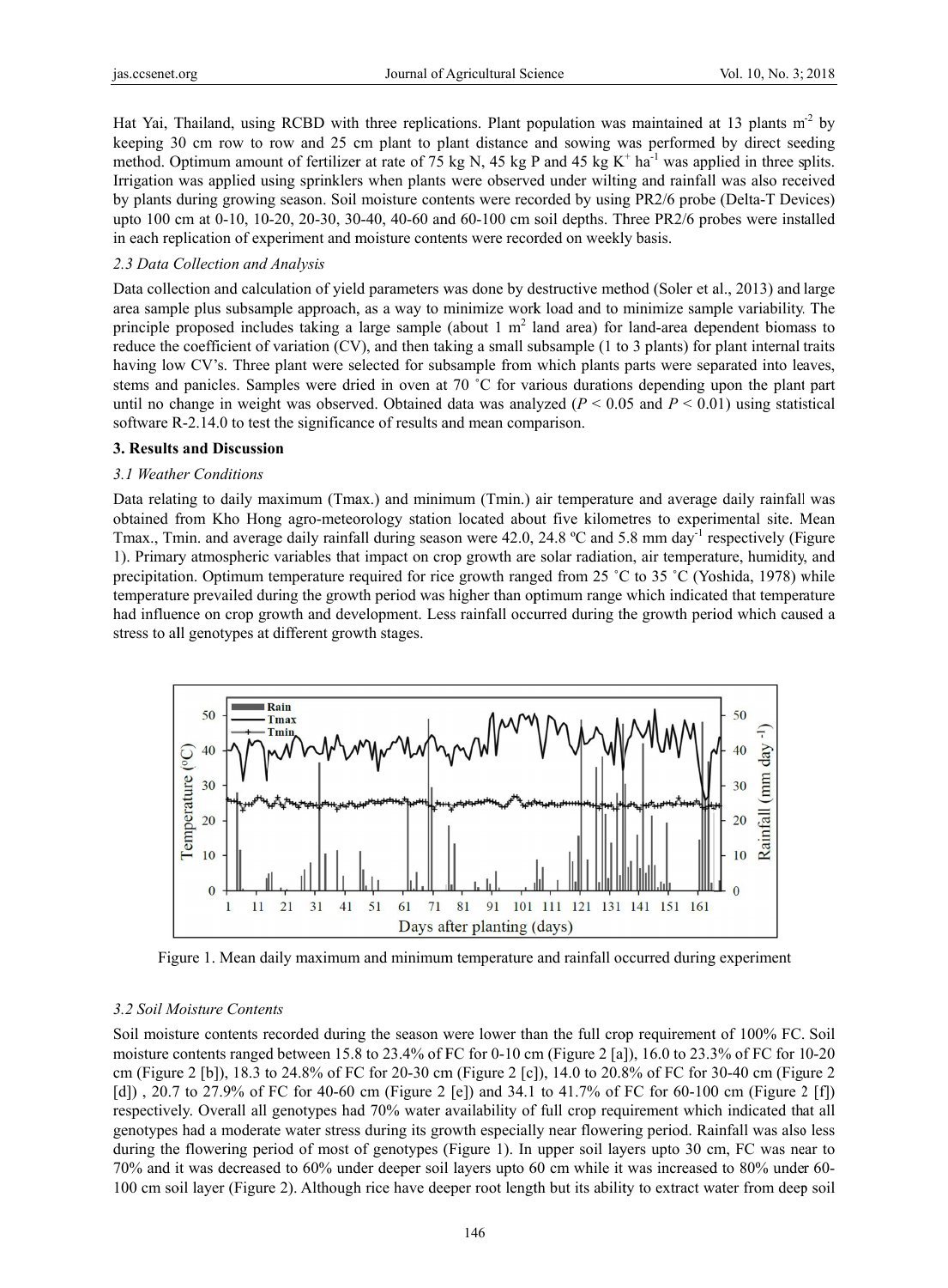Hat Yai, Thailand, using RCBD with three replications. Plant population was maintained at 13 plants m$^{-2}$ by keeping 30 cm row to row and 25 cm plant to plant distance and sowing was performed by direct seeding method. Optimum amount of fertilizer at rate of 75 kg N, 45 kg P and 45 kg K$^{+}$ ha$^{-1}$ was applied in three splits. Irrigation was applied using sprinklers when plants were observed under wilting and rainfall was also received by plants during growing season. Soil moisture contents were recorded by using PR2/6 probe (Delta-T Devices) upto 100 cm at 0-10, 10-20, 20-30, 30-40, 40-60 and 60-100 cm soil depths. Three PR2/6 probes were installed in each replication of experiment and moisture contents were recorded on weekly basis.

### 2.3 Data Collection and Analysis

Data collection and calculation of yield parameters was done by destructive method (Soler et al., 2013) and large area sample plus subsample approach, as a way to minimize work load and to minimize sample variability. The principle proposed includes taking a large sample (about 1 m$^2$ land area) for land-area dependent biomass to reduce the coefficient of variation (CV), and then taking a small subsample (1 to 3 plants) for plant internal traits having low CV's. Three plant were selected for subsample from which plants parts were separated into leaves, stems and panicles. Samples were dried in oven at 70 ˚C for various durations depending upon the plant part until no change in weight was observed. Obtained data was analyzed ($P < 0.05$ and $P < 0.01$) using statistical software R-2.14.0 to test the significance of results and mean comparison.

## 3. Results and Discussion

### 3.1 Weather Conditions

Data relating to daily maximum (Tmax.) and minimum (Tmin.) air temperature and average daily rainfall was obtained from Kho Hong agro-meteorology station located about five kilometres to experimental site. Mean Tmax., Tmin. and average daily rainfall during season were 42.0, 24.8 ºC and 5.8 mm day$^{-1}$ respectively (Figure 1). Primary atmospheric variables that impact on crop growth are solar radiation, air temperature, humidity, and precipitation. Optimum temperature required for rice growth ranged from 25 ˚C to 35 ˚C (Yoshida, 1978) while temperature prevailed during the growth period was higher than optimum range which indicated that temperature had influence on crop growth and development. Less rainfall occurred during the growth period which caused a stress to all genotypes at different growth stages.

Figure 1. Mean daily maximum and minimum temperature and rainfall occurred during experiment

### 3.2 Soil Moisture Contents

Soil moisture contents recorded during the season were lower than the full crop requirement of 100% FC. Soil moisture contents ranged between 15.8 to 23.4% of FC for 0-10 cm (Figure 2 [a]), 16.0 to 23.3% of FC for 10-20 cm (Figure 2 [b]), 18.3 to 24.8% of FC for 20-30 cm (Figure 2 [c]), 14.0 to 20.8% of FC for 30-40 cm (Figure 2 [d]) , 20.7 to 27.9% of FC for 40-60 cm (Figure 2 [e]) and 34.1 to 41.7% of FC for 60-100 cm (Figure 2 [f]) respectively. Overall all genotypes had 70% water availability of full crop requirement which indicated that all genotypes had a moderate water stress during its growth especially near flowering period. Rainfall was also less during the flowering period of most of genotypes (Figure 1). In upper soil layers upto 30 cm, FC was near to 70% and it was decreased to 60% under deeper soil layers upto 60 cm while it was increased to 80% under 60-100 cm soil layer (Figure 2). Although rice have deeper root length but its ability to extract water from deep soil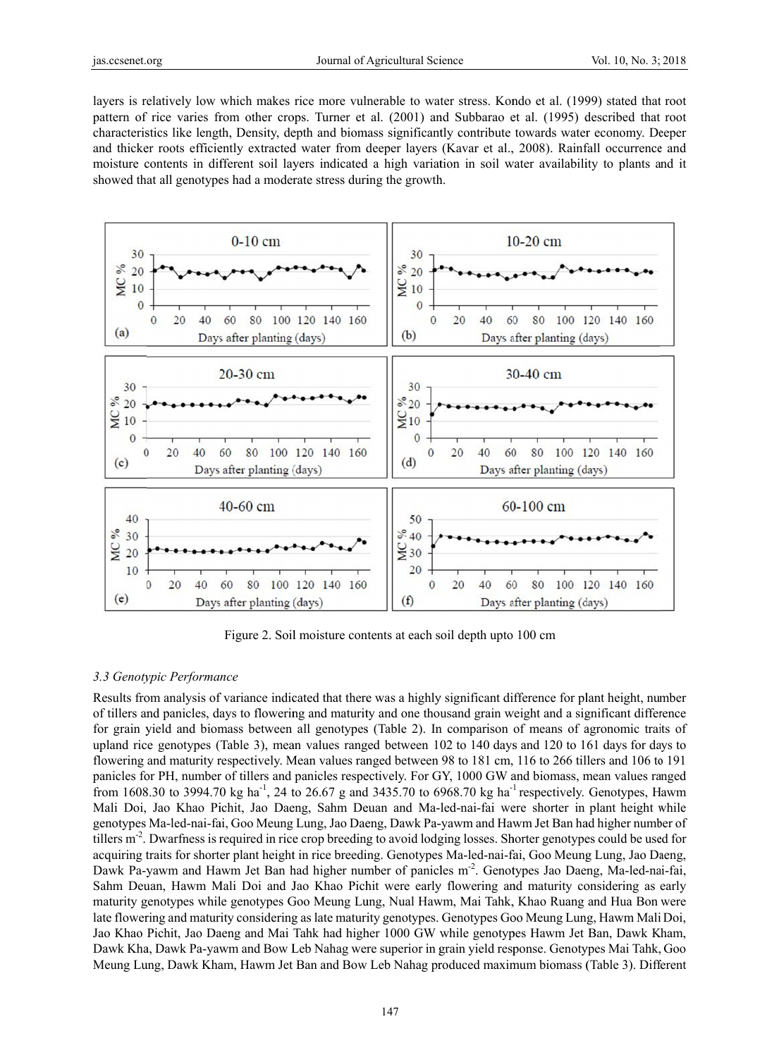layers is relatively low which makes rice more vulnerable to water stress. Kondo et al. (1999) stated that root pattern of rice varies from other crops. Turner et al. (2001) and Subbarao et al. (1995) described that root characteristics like length, Density, depth and biomass significantly contribute towards water economy. Deeper and thicker roots efficiently extracted water from deeper layers (Kavar et al., 2008). Rainfall occurrence and moisture contents in different soil layers indicated a high variation in soil water availability to plants and it showed that all genotypes had a moderate stress during the growth.

Figure 2. Soil moisture contents at each soil depth upto 100 cm

### 3.3 Genotypic Performance

Results from analysis of variance indicated that there was a highly significant difference for plant height, number of tillers and panicles, days to flowering and maturity and one thousand grain weight and a significant difference for grain yield and biomass between all genotypes (Table 2). In comparison of means of agronomic traits of upland rice genotypes (Table 3), mean values ranged between 102 to 140 days and 120 to 161 days for days to flowering and maturity respectively. Mean values ranged between 98 to 181 cm, 116 to 266 tillers and 106 to 191 panicles for PH, number of tillers and panicles respectively. For GY, 1000 GW and biomass, mean values ranged from 1608.30 to 3994.70 kg ha$^{-1}$, 24 to 26.67 g and 3435.70 to 6968.70 kg ha$^{-1}$ respectively. Genotypes, Hawm Mali Doi, Jao Khao Pichit, Jao Daeng, Sahm Deuan and Ma-led-nai-fai were shorter in plant height while genotypes Ma-led-nai-fai, Goo Meung Lung, Jao Daeng, Dawk Pa-yawm and Hawm Jet Ban had higher number of tillers m$^{-2}$. Dwarfness is required in rice crop breeding to avoid lodging losses. Shorter genotypes could be used for acquiring traits for shorter plant height in rice breeding. Genotypes Ma-led-nai-fai, Goo Meung Lung, Jao Daeng, Dawk Pa-yawm and Hawm Jet Ban had higher number of panicles m$^{-2}$. Genotypes Jao Daeng, Ma-led-nai-fai, Sahm Deuan, Hawm Mali Doi and Jao Khao Pichit were early flowering and maturity considering as early maturity genotypes while genotypes Goo Meung Lung, Nual Hawm, Mai Tahk, Khao Ruang and Hua Bon were late flowering and maturity considering as late maturity genotypes. Genotypes Goo Meung Lung, Hawm Mali Doi, Jao Khao Pichit, Jao Daeng and Mai Tahk had higher 1000 GW while genotypes Hawm Jet Ban, Dawk Kham, Dawk Kha, Dawk Pa-yawm and Bow Leb Nahag were superior in grain yield response. Genotypes Mai Tahk, Goo Meung Lung, Dawk Kham, Hawm Jet Ban and Bow Leb Nahag produced maximum biomass (Table 3). Different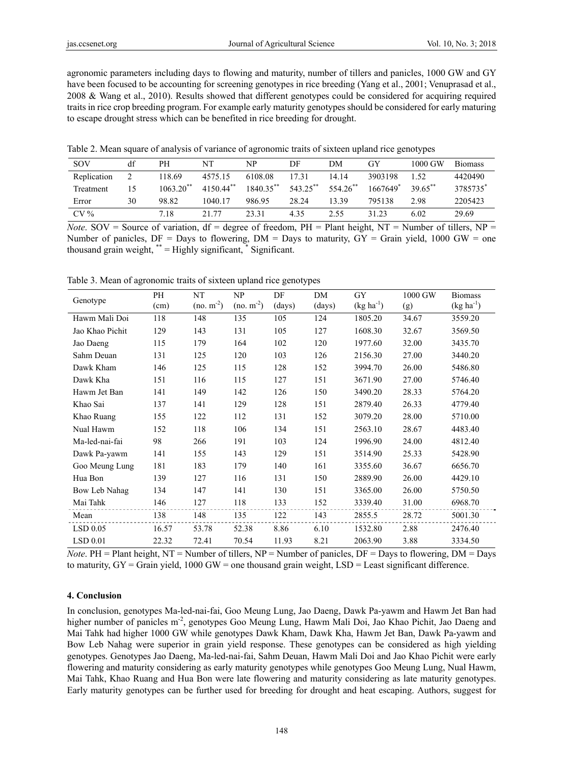agronomic parameters including days to flowing and maturity, number of tillers and panicles, 1000 GW and GY have been focused to be accounting for screening genotypes in rice breeding (Yang et al., 2001; Venuprasad et al., 2008 & Wang et al., 2010). Results showed that different genotypes could be considered for acquiring required traits in rice crop breeding program. For example early maturity genotypes should be considered for early maturing to escape drought stress which can be benefited in rice breeding for drought.

Table 2. Mean square of analysis of variance of agronomic traits of sixteen upland rice genotypes

| SOV | df | PH | NT | NP | DF | DM | GY | 1000 GW | Biomass |
|---|---|---|---|---|---|---|---|---|---|
| Replication | 2 | 118.69 | 4575.15 | 6108.08 | 17.31 | 14.14 | 3903198 | 1.52 | 4420490 |
| Treatment | 15 | 1063.20** | 4150.44** | 1840.35** | 543.25** | 554.26** | 1667649* | 39.65** | 3785735* |
| Error | 30 | 98.82 | 1040.17 | 986.95 | 28.24 | 13.39 | 795138 | 2.98 | 2205423 |
| CV % | | 7.18 | 21.77 | 23.31 | 4.35 | 2.55 | 31.23 | 6.02 | 29.69 |

*Note*. SOV = Source of variation, df = degree of freedom, PH = Plant height, NT = Number of tillers, NP = Number of panicles, DF = Days to flowering, DM = Days to maturity, GY = Grain yield, 1000 GW = one thousand grain weight, ** = Highly significant, * Significant.

Table 3. Mean of agronomic traits of sixteen upland rice genotypes

| Genotype | PH (cm) | NT (no. $m^{-2}$) | NP (no. $m^{-2}$) | DF (days) | DM (days) | GY (kg $ha^{-1}$) | 1000 GW (g) | Biomass (kg $ha^{-1}$) |
|---|---|---|---|---|---|---|---|---|
| Hawm Mali Doi | 118 | 148 | 135 | 105 | 124 | 1805.20 | 34.67 | 3559.20 |
| Jao Khao Pichit | 129 | 143 | 131 | 105 | 127 | 1608.30 | 32.67 | 3569.50 |
| Jao Daeng | 115 | 179 | 164 | 102 | 120 | 1977.60 | 32.00 | 3435.70 |
| Sahm Deuan | 131 | 125 | 120 | 103 | 126 | 2156.30 | 27.00 | 3440.20 |
| Dawk Kham | 146 | 125 | 115 | 128 | 152 | 3994.70 | 26.00 | 5486.80 |
| Dawk Kha | 151 | 116 | 115 | 127 | 151 | 3671.90 | 27.00 | 5746.40 |
| Hawm Jet Ban | 141 | 149 | 142 | 126 | 150 | 3490.20 | 28.33 | 5764.20 |
| Khao Sai | 137 | 141 | 129 | 128 | 151 | 2879.40 | 26.33 | 4779.40 |
| Khao Ruang | 155 | 122 | 112 | 131 | 152 | 3079.20 | 28.00 | 5710.00 |
| Nual Hawm | 152 | 118 | 106 | 134 | 151 | 2563.10 | 28.67 | 4483.40 |
| Ma-led-nai-fai | 98 | 266 | 191 | 103 | 124 | 1996.90 | 24.00 | 4812.40 |
| Dawk Pa-yawm | 141 | 155 | 143 | 129 | 151 | 3514.90 | 25.33 | 5428.90 |
| Goo Meung Lung | 181 | 183 | 179 | 140 | 161 | 3355.60 | 36.67 | 6656.70 |
| Hua Bon | 139 | 127 | 116 | 131 | 150 | 2889.90 | 26.00 | 4429.10 |
| Bow Leb Nahag | 134 | 147 | 141 | 130 | 151 | 3365.00 | 26.00 | 5750.50 |
| Mai Tahk | 146 | 127 | 118 | 133 | 152 | 3339.40 | 31.00 | 6968.70 |
| Mean | 138 | 148 | 135 | 122 | 143 | 2855.5 | 28.72 | 5001.30 |
| LSD 0.05 | 16.57 | 53.78 | 52.38 | 8.86 | 6.10 | 1532.80 | 2.88 | 2476.40 |
| LSD 0.01 | 22.32 | 72.41 | 70.54 | 11.93 | 8.21 | 2063.90 | 3.88 | 3334.50 |

*Note*. PH = Plant height, NT = Number of tillers, NP = Number of panicles, DF = Days to flowering, DM = Days to maturity, GY = Grain yield, 1000 GW = one thousand grain weight, LSD = Least significant difference.

## 4. Conclusion

In conclusion, genotypes Ma-led-nai-fai, Goo Meung Lung, Jao Daeng, Dawk Pa-yawm and Hawm Jet Ban had higher number of panicles $m^{-2}$, genotypes Goo Meung Lung, Hawm Mali Doi, Jao Khao Pichit, Jao Daeng and Mai Tahk had higher 1000 GW while genotypes Dawk Kham, Dawk Kha, Hawm Jet Ban, Dawk Pa-yawm and Bow Leb Nahag were superior in grain yield response. These genotypes can be considered as high yielding genotypes. Genotypes Jao Daeng, Ma-led-nai-fai, Sahm Deuan, Hawm Mali Doi and Jao Khao Pichit were early flowering and maturity considering as early maturity genotypes while genotypes Goo Meung Lung, Nual Hawm, Mai Tahk, Khao Ruang and Hua Bon were late flowering and maturity considering as late maturity genotypes. Early maturity genotypes can be further used for breeding for drought and heat escaping. Authors, suggest for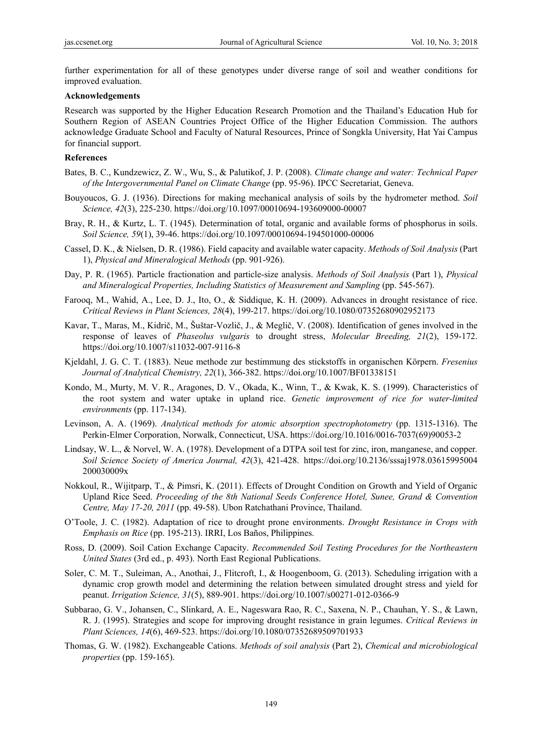further experimentation for all of these genotypes under diverse range of soil and weather conditions for improved evaluation.

**Acknowledgements**

Research was supported by the Higher Education Research Promotion and the Thailand's Education Hub for Southern Region of ASEAN Countries Project Office of the Higher Education Commission. The authors acknowledge Graduate School and Faculty of Natural Resources, Prince of Songkla University, Hat Yai Campus for financial support.

**References**

Bates, B. C., Kundzewicz, Z. W., Wu, S., & Palutikof, J. P. (2008). *Climate change and water: Technical Paper of the Intergovernmental Panel on Climate Change* (pp. 95-96). IPCC Secretariat, Geneva.

Bouyoucos, G. J. (1936). Directions for making mechanical analysis of soils by the hydrometer method. *Soil Science, 42*(3), 225-230. https://doi.org/10.1097/00010694-193609000-00007

Bray, R. H., & Kurtz, L. T. (1945). Determination of total, organic and available forms of phosphorus in soils. *Soil Science, 59*(1), 39-46. https://doi.org/10.1097/00010694-194501000-00006

Cassel, D. K., & Nielsen, D. R. (1986). Field capacity and available water capacity. *Methods of Soil Analysis* (Part 1), *Physical and Mineralogical Methods* (pp. 901-926).

Day, P. R. (1965). Particle fractionation and particle-size analysis. *Methods of Soil Analysis* (Part 1), *Physical and Mineralogical Properties, Including Statistics of Measurement and Sampling* (pp. 545-567).

Farooq, M., Wahid, A., Lee, D. J., Ito, O., & Siddique, K. H. (2009). Advances in drought resistance of rice. *Critical Reviews in Plant Sciences, 28*(4), 199-217. https://doi.org/10.1080/07352680902952173

Kavar, T., Maras, M., Kidrič, M., Šuštar-Vozlič, J., & Meglič, V. (2008). Identification of genes involved in the response of leaves of *Phaseolus vulgaris* to drought stress, *Molecular Breeding, 21*(2), 159-172. https://doi.org/10.1007/s11032-007-9116-8

Kjeldahl, J. G. C. T. (1883). Neue methode zur bestimmung des stickstoffs in organischen Körpern. *Fresenius Journal of Analytical Chemistry, 22*(1), 366-382. https://doi.org/10.1007/BF01338151

Kondo, M., Murty, M. V. R., Aragones, D. V., Okada, K., Winn, T., & Kwak, K. S. (1999). Characteristics of the root system and water uptake in upland rice. *Genetic improvement of rice for water-limited environments* (pp. 117-134).

Levinson, A. A. (1969). *Analytical methods for atomic absorption spectrophotometry* (pp. 1315-1316). The Perkin-Elmer Corporation, Norwalk, Connecticut, USA. https://doi.org/10.1016/0016-7037(69)90053-2

Lindsay, W. L., & Norvel, W. A. (1978). Development of a DTPA soil test for zinc, iron, manganese, and copper. *Soil Science Society of America Journal, 42*(3), 421-428. https://doi.org/10.2136/sssaj1978.03615995004200030009x

Nokkoul, R., Wijitparp, T., & Pimsri, K. (2011). Effects of Drought Condition on Growth and Yield of Organic Upland Rice Seed. *Proceeding of the 8th National Seeds Conference Hotel, Sunee, Grand & Convention Centre, May 17-20, 2011* (pp. 49-58). Ubon Ratchathani Province, Thailand.

O'Toole, J. C. (1982). Adaptation of rice to drought prone environments. *Drought Resistance in Crops with Emphasis on Rice* (pp. 195-213). IRRI, Los Baños, Philippines.

Ross, D. (2009). Soil Cation Exchange Capacity. *Recommended Soil Testing Procedures for the Northeastern United States* (3rd ed., p. 493). North East Regional Publications.

Soler, C. M. T., Suleiman, A., Anothai, J., Flitcroft, I., & Hoogenboom, G. (2013). Scheduling irrigation with a dynamic crop growth model and determining the relation between simulated drought stress and yield for peanut. *Irrigation Science, 31*(5), 889-901. https://doi.org/10.1007/s00271-012-0366-9

Subbarao, G. V., Johansen, C., Slinkard, A. E., Nageswara Rao, R. C., Saxena, N. P., Chauhan, Y. S., & Lawn, R. J. (1995). Strategies and scope for improving drought resistance in grain legumes. *Critical Reviews in Plant Sciences, 14*(6), 469-523. https://doi.org/10.1080/07352689509701933

Thomas, G. W. (1982). Exchangeable Cations. *Methods of soil analysis* (Part 2), *Chemical and microbiological properties* (pp. 159-165).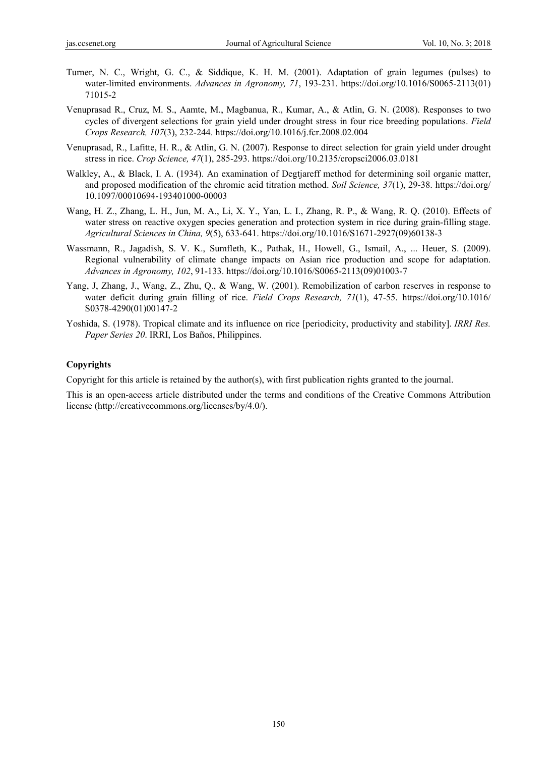Turner, N. C., Wright, G. C., & Siddique, K. H. M. (2001). Adaptation of grain legumes (pulses) to water-limited environments. *Advances in Agronomy, 71*, 193-231. https://doi.org/10.1016/S0065-2113(01)71015-2

Venuprasad R., Cruz, M. S., Aamte, M., Magbanua, R., Kumar, A., & Atlin, G. N. (2008). Responses to two cycles of divergent selections for grain yield under drought stress in four rice breeding populations. *Field Crops Research, 107*(3), 232-244. https://doi.org/10.1016/j.fcr.2008.02.004

Venuprasad, R., Lafitte, H. R., & Atlin, G. N. (2007). Response to direct selection for grain yield under drought stress in rice. *Crop Science, 47*(1), 285-293. https://doi.org/10.2135/cropsci2006.03.0181

Walkley, A., & Black, I. A. (1934). An examination of Degtjareff method for determining soil organic matter, and proposed modification of the chromic acid titration method. *Soil Science, 37*(1), 29-38. https://doi.org/10.1097/00010694-193401000-00003

Wang, H. Z., Zhang, L. H., Jun, M. A., Li, X. Y., Yan, L. I., Zhang, R. P., & Wang, R. Q. (2010). Effects of water stress on reactive oxygen species generation and protection system in rice during grain-filling stage. *Agricultural Sciences in China, 9*(5), 633-641. https://doi.org/10.1016/S1671-2927(09)60138-3

Wassmann, R., Jagadish, S. V. K., Sumfleth, K., Pathak, H., Howell, G., Ismail, A., ... Heuer, S. (2009). Regional vulnerability of climate change impacts on Asian rice production and scope for adaptation. *Advances in Agronomy, 102*, 91-133. https://doi.org/10.1016/S0065-2113(09)01003-7

Yang, J, Zhang, J., Wang, Z., Zhu, Q., & Wang, W. (2001). Remobilization of carbon reserves in response to water deficit during grain filling of rice. *Field Crops Research, 71*(1), 47-55. https://doi.org/10.1016/S0378-4290(01)00147-2

Yoshida, S. (1978). Tropical climate and its influence on rice [periodicity, productivity and stability]. *IRRI Res. Paper Series 20*. IRRI, Los Baños, Philippines.

### Copyrights

Copyright for this article is retained by the author(s), with first publication rights granted to the journal.

This is an open-access article distributed under the terms and conditions of the Creative Commons Attribution license (http://creativecommons.org/licenses/by/4.0/).